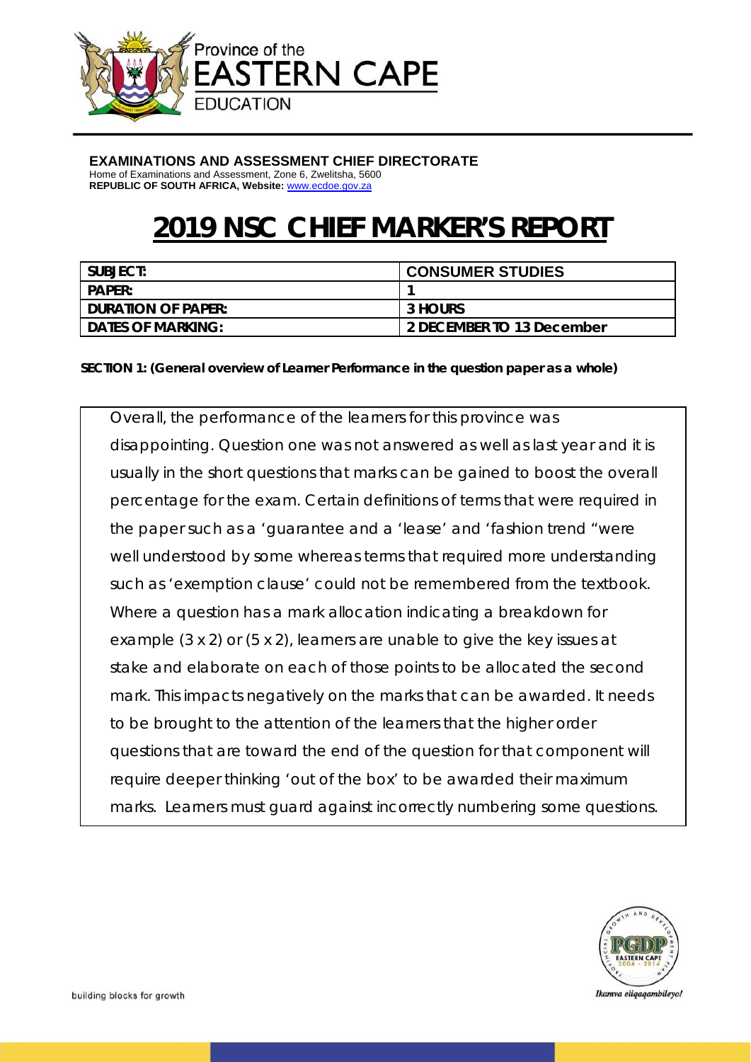Province of the
EASTERN CAPE
EDUCATION

**EXAMINATIONS AND ASSESSMENT CHIEF DIRECTORATE**
Home of Examinations and Assessment, Zone 6, Zwelitsha, 5600
**REPUBLIC OF SOUTH AFRICA, Website:** www.ecdoe.gov.za

# 2019 NSC CHIEF MARKER'S REPORT

| SUBJECT: | CONSUMER STUDIES |
|---|---|
| PAPER: | 1 |
| DURATION OF PAPER: | 3 HOURS |
| DATES OF MARKING: | 2 DECEMBER TO 13 December |

**SECTION 1: (General overview of Learner Performance in the question paper as a whole)**

Overall, the performance of the learners for this province was disappointing. Question one was not answered as well as last year and it is usually in the short questions that marks can be gained to boost the overall percentage for the exam. Certain definitions of terms that were required in the paper such as a 'guarantee and a 'lease' and 'fashion trend "were well understood by some whereas terms that required more understanding such as 'exemption clause' could not be remembered from the textbook. Where a question has a mark allocation indicating a breakdown for example (3 x 2) or (5 x 2), learners are unable to give the key issues at stake and elaborate on each of those points to be allocated the second mark. This impacts negatively on the marks that can be awarded. It needs to be brought to the attention of the learners that the higher order questions that are toward the end of the question for that component will require deeper thinking 'out of the box' to be awarded their maximum marks. Learners must guard against incorrectly numbering some questions.

building blocks for growth

Ikamva eliqaqambileyo!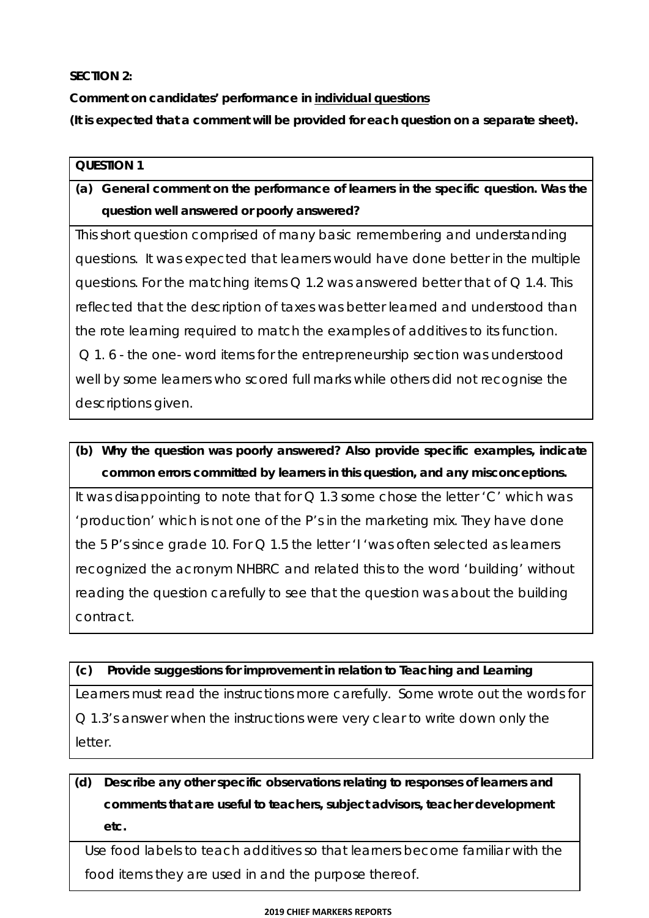**SECTION 2:**

**Comment on candidates' performance in <u>individual questions</u>**

**(It is expected that a comment will be provided for each question on a separate sheet).**

| **QUESTION 1** |
|---|
| **(a) General comment on the performance of learners in the specific question. Was the question well answered or poorly answered?** |
| This short question comprised of many basic remembering and understanding questions. It was expected that learners would have done better in the multiple questions. For the matching items Q 1.2 was answered better that of Q 1.4. This reflected that the description of taxes was better learned and understood than the rote learning required to match the examples of additives to its function. Q 1. 6 - the one- word items for the entrepreneurship section was understood well by some learners who scored full marks while others did not recognise the descriptions given. |

| **(b) Why the question was poorly answered? Also provide specific examples, indicate common errors committed by learners in this question, and any misconceptions.** |
|---|
| It was disappointing to note that for Q 1.3 some chose the letter 'C' which was 'production' which is not one of the P's in the marketing mix. They have done the 5 P's since grade 10. For Q 1.5 the letter 'I 'was often selected as learners recognized the acronym NHBRC and related this to the word 'building' without reading the question carefully to see that the question was about the building contract. |

| **(c) Provide suggestions for improvement in relation to Teaching and Learning** |
|---|
| Learners must read the instructions more carefully. Some wrote out the words for Q 1.3's answer when the instructions were very clear to write down only the letter. |

| **(d) Describe any other specific observations relating to responses of learners and comments that are useful to teachers, subject advisors, teacher development etc.** |
|---|
| Use food labels to teach additives so that learners become familiar with the food items they are used in and the purpose thereof. |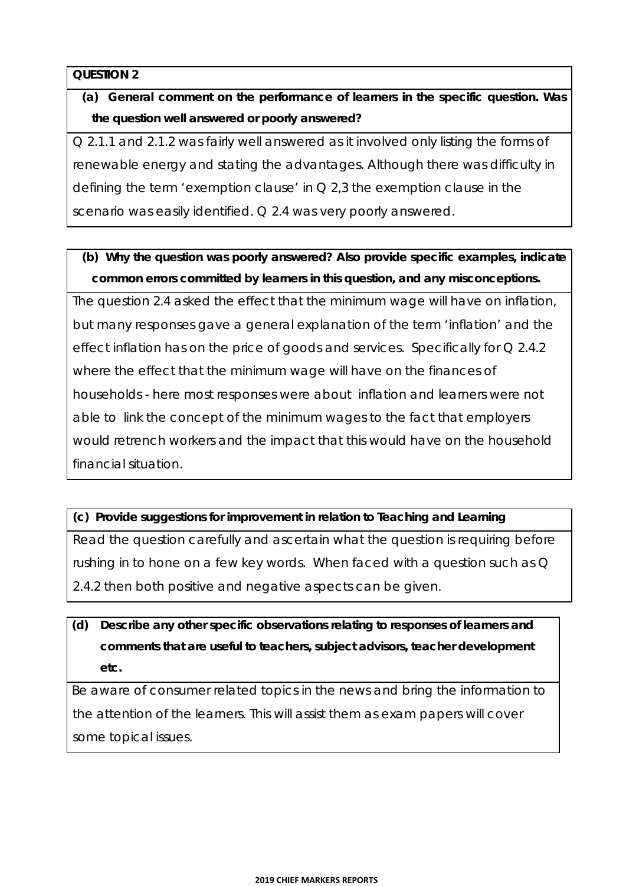**QUESTION 2**

**(a) General comment on the performance of learners in the specific question. Was the question well answered or poorly answered?**

Q 2.1.1 and 2.1.2 was fairly well answered as it involved only listing the forms of renewable energy and stating the advantages. Although there was difficulty in defining the term 'exemption clause' in Q 2,3 the exemption clause in the scenario was easily identified. Q 2.4 was very poorly answered.

**(b) Why the question was poorly answered? Also provide specific examples, indicate common errors committed by learners in this question, and any misconceptions.**

The question 2.4 asked the effect that the minimum wage will have on inflation, but many responses gave a general explanation of the term 'inflation' and the effect inflation has on the price of goods and services. Specifically for Q 2.4.2 where the effect that the minimum wage will have on the finances of households - here most responses were about inflation and learners were not able to link the concept of the minimum wages to the fact that employers would retrench workers and the impact that this would have on the household financial situation.

**(c) Provide suggestions for improvement in relation to Teaching and Learning**

Read the question carefully and ascertain what the question is requiring before rushing in to hone on a few key words. When faced with a question such as Q 2.4.2 then both positive and negative aspects can be given.

**(d) Describe any other specific observations relating to responses of learners and comments that are useful to teachers, subject advisors, teacher development etc.**

Be aware of consumer related topics in the news and bring the information to the attention of the learners. This will assist them as exam papers will cover some topical issues.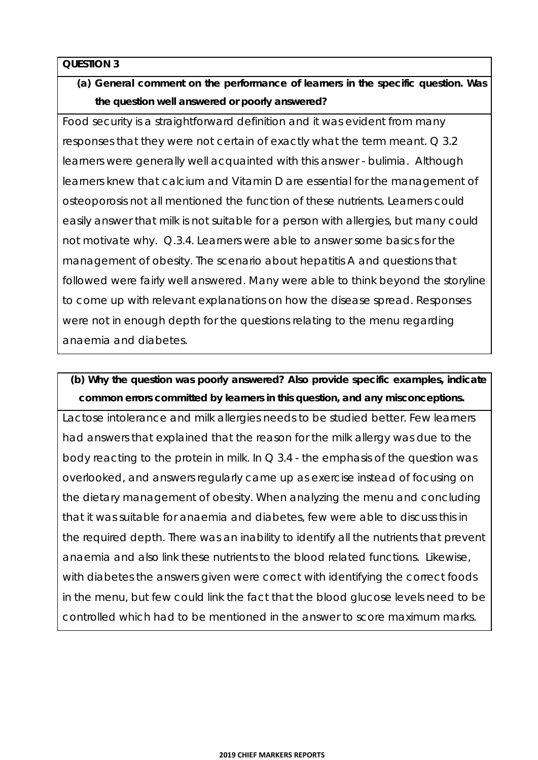**QUESTION 3**

**(a) General comment on the performance of learners in the specific question. Was the question well answered or poorly answered?**

Food security is a straightforward definition and it was evident from many responses that they were not certain of exactly what the term meant. Q 3.2 learners were generally well acquainted with this answer - bulimia. Although learners knew that calcium and Vitamin D are essential for the management of osteoporosis not all mentioned the function of these nutrients. Learners could easily answer that milk is not suitable for a person with allergies, but many could not motivate why. Q.3.4. Learners were able to answer some basics for the management of obesity. The scenario about hepatitis A and questions that followed were fairly well answered. Many were able to think beyond the storyline to come up with relevant explanations on how the disease spread. Responses were not in enough depth for the questions relating to the menu regarding anaemia and diabetes.

**(b) Why the question was poorly answered? Also provide specific examples, indicate common errors committed by learners in this question, and any misconceptions.**

Lactose intolerance and milk allergies needs to be studied better. Few learners had answers that explained that the reason for the milk allergy was due to the body reacting to the protein in milk. In Q 3.4 - the emphasis of the question was overlooked, and answers regularly came up as exercise instead of focusing on the dietary management of obesity. When analyzing the menu and concluding that it was suitable for anaemia and diabetes, few were able to discuss this in the required depth. There was an inability to identify all the nutrients that prevent anaemia and also link these nutrients to the blood related functions. Likewise, with diabetes the answers given were correct with identifying the correct foods in the menu, but few could link the fact that the blood glucose levels need to be controlled which had to be mentioned in the answer to score maximum marks.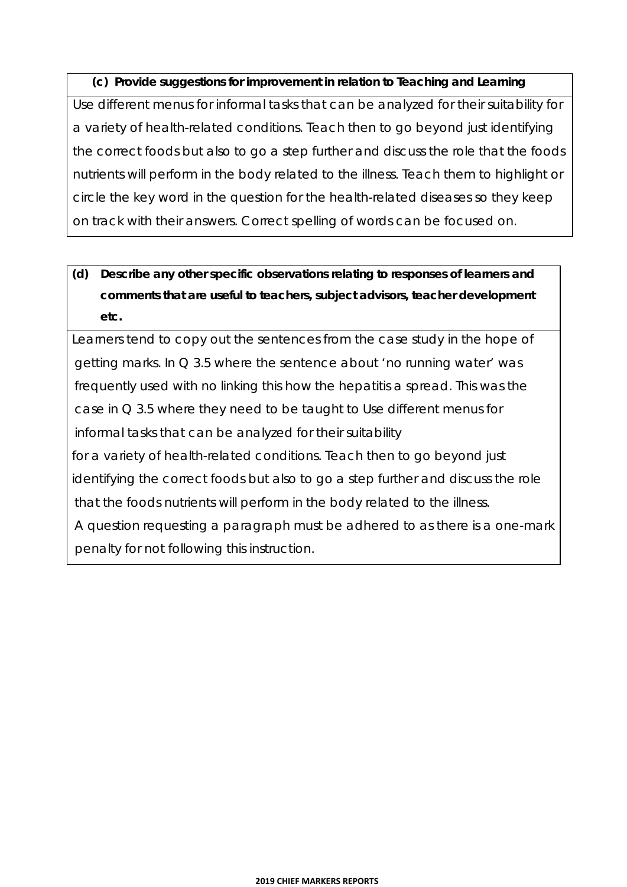**(c) Provide suggestions for improvement in relation to Teaching and Learning**

Use different menus for informal tasks that can be analyzed for their suitability for a variety of health-related conditions. Teach then to go beyond just identifying the correct foods but also to go a step further and discuss the role that the foods nutrients will perform in the body related to the illness. Teach them to highlight or circle the key word in the question for the health-related diseases so they keep on track with their answers. Correct spelling of words can be focused on.

**(d) Describe any other specific observations relating to responses of learners and comments that are useful to teachers, subject advisors, teacher development etc.**

Learners tend to copy out the sentences from the case study in the hope of getting marks. In Q 3.5 where the sentence about 'no running water' was frequently used with no linking this how the hepatitis a spread. This was the case in Q 3.5 where they need to be taught to Use different menus for informal tasks that can be analyzed for their suitability for a variety of health-related conditions. Teach then to go beyond just identifying the correct foods but also to go a step further and discuss the role that the foods nutrients will perform in the body related to the illness.

A question requesting a paragraph must be adhered to as there is a one-mark penalty for not following this instruction.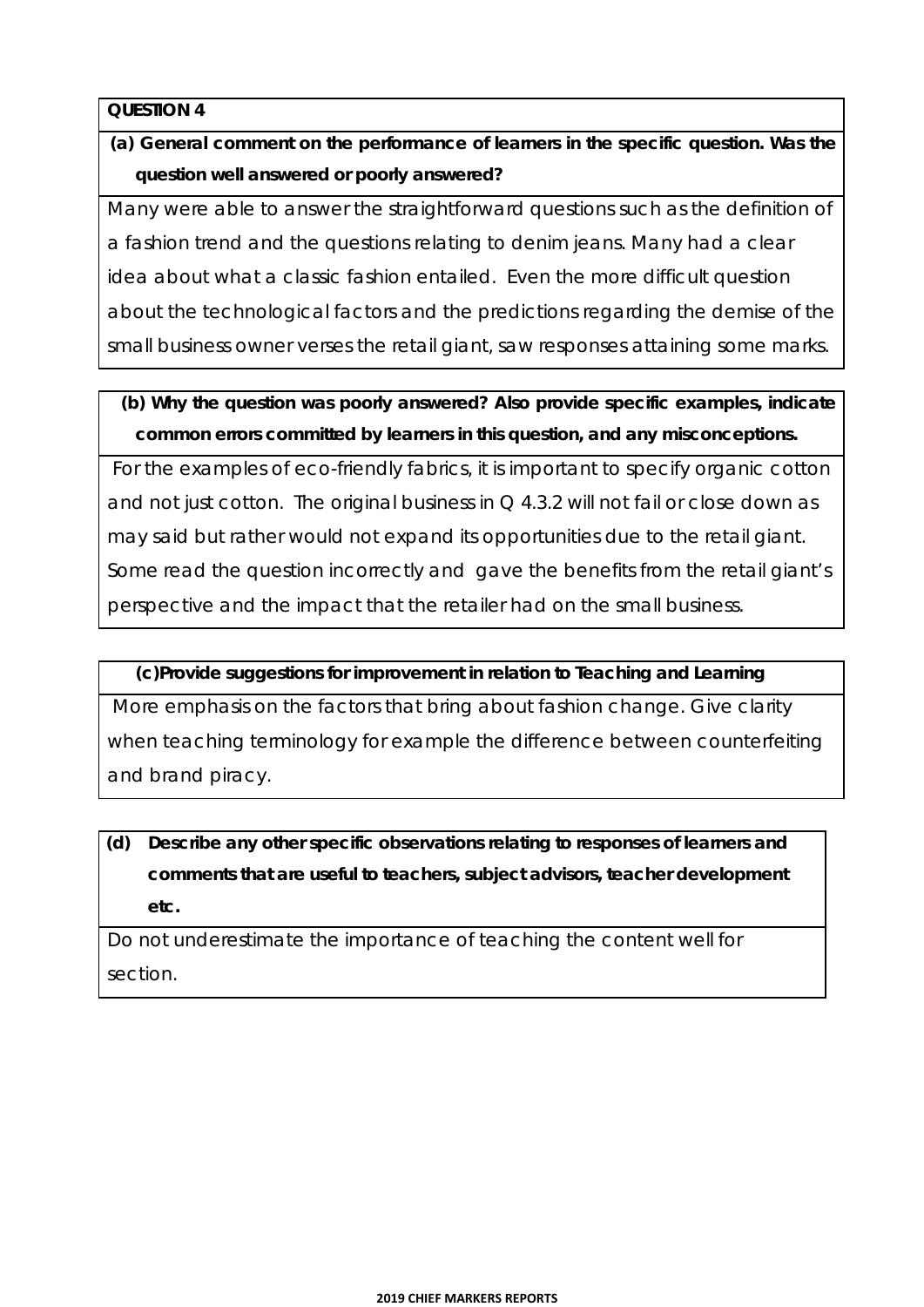**QUESTION 4**

**(a) General comment on the performance of learners in the specific question. Was the question well answered or poorly answered?**

Many were able to answer the straightforward questions such as the definition of a fashion trend and the questions relating to denim jeans. Many had a clear idea about what a classic fashion entailed. Even the more difficult question about the technological factors and the predictions regarding the demise of the small business owner verses the retail giant, saw responses attaining some marks.

**(b) Why the question was poorly answered? Also provide specific examples, indicate common errors committed by learners in this question, and any misconceptions.**

For the examples of eco-friendly fabrics, it is important to specify organic cotton and not just cotton. The original business in Q 4.3.2 will not fail or close down as may said but rather would not expand its opportunities due to the retail giant. Some read the question incorrectly and gave the benefits from the retail giant's perspective and the impact that the retailer had on the small business.

**(c) Provide suggestions for improvement in relation to Teaching and Learning**

More emphasis on the factors that bring about fashion change. Give clarity when teaching terminology for example the difference between counterfeiting and brand piracy.

**(d) Describe any other specific observations relating to responses of learners and comments that are useful to teachers, subject advisors, teacher development etc.**

Do not underestimate the importance of teaching the content well for section.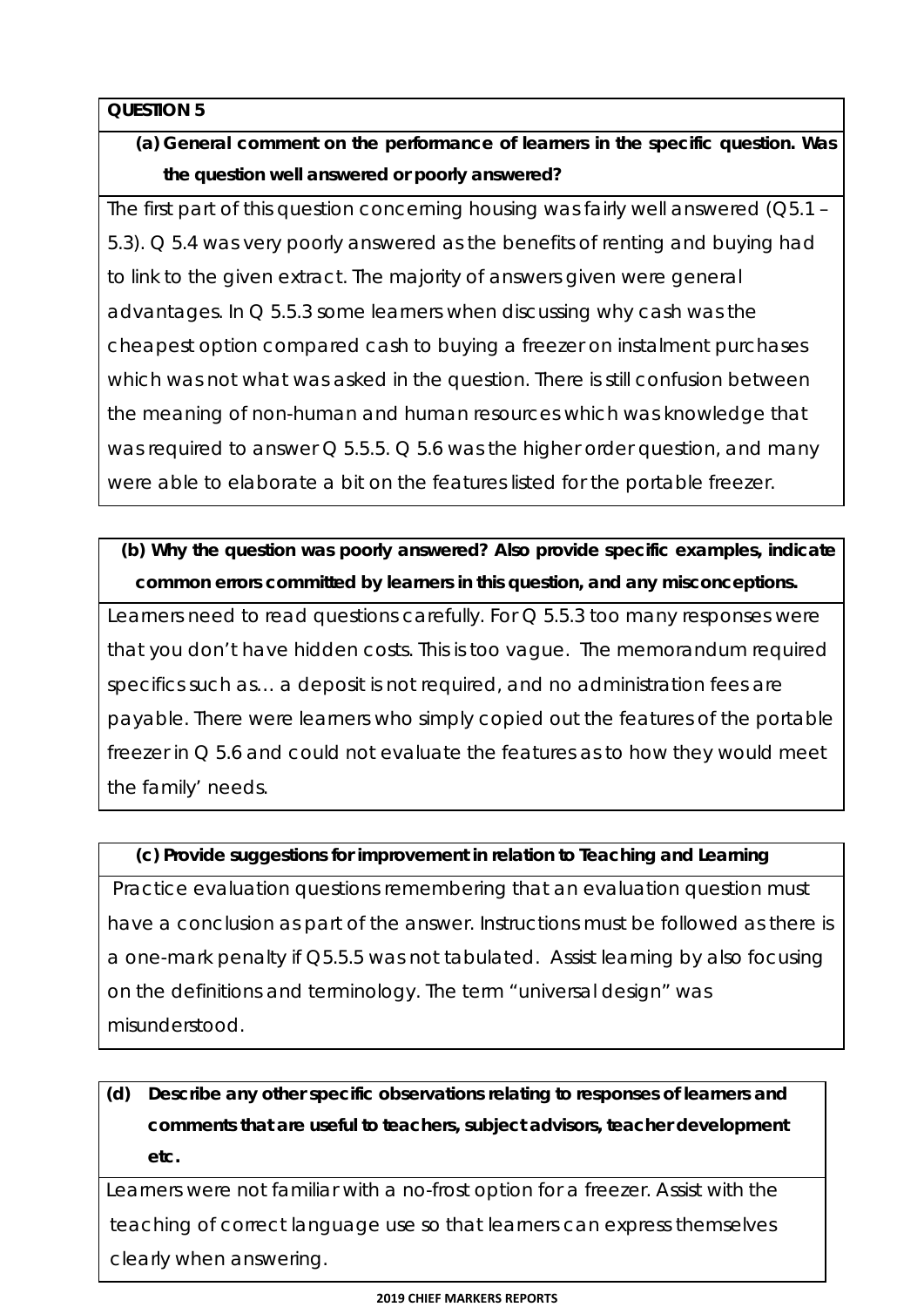**QUESTION 5**

**(a) General comment on the performance of learners in the specific question. Was the question well answered or poorly answered?**

The first part of this question concerning housing was fairly well answered (Q5.1 – 5.3). Q 5.4 was very poorly answered as the benefits of renting and buying had to link to the given extract. The majority of answers given were general advantages. In Q 5.5.3 some learners when discussing why cash was the cheapest option compared cash to buying a freezer on instalment purchases which was not what was asked in the question. There is still confusion between the meaning of non-human and human resources which was knowledge that was required to answer Q 5.5.5. Q 5.6 was the higher order question, and many were able to elaborate a bit on the features listed for the portable freezer.

**(b) Why the question was poorly answered? Also provide specific examples, indicate common errors committed by learners in this question, and any misconceptions.**

Learners need to read questions carefully. For Q 5.5.3 too many responses were that you don't have hidden costs. This is too vague. The memorandum required specifics such as… a deposit is not required, and no administration fees are payable. There were learners who simply copied out the features of the portable freezer in Q 5.6 and could not evaluate the features as to how they would meet the family' needs.

**(c) Provide suggestions for improvement in relation to Teaching and Learning**

Practice evaluation questions remembering that an evaluation question must have a conclusion as part of the answer. Instructions must be followed as there is a one-mark penalty if Q5.5.5 was not tabulated. Assist learning by also focusing on the definitions and terminology. The term "universal design" was misunderstood.

**(d) Describe any other specific observations relating to responses of learners and comments that are useful to teachers, subject advisors, teacher development etc.**

Learners were not familiar with a no-frost option for a freezer. Assist with the teaching of correct language use so that learners can express themselves clearly when answering.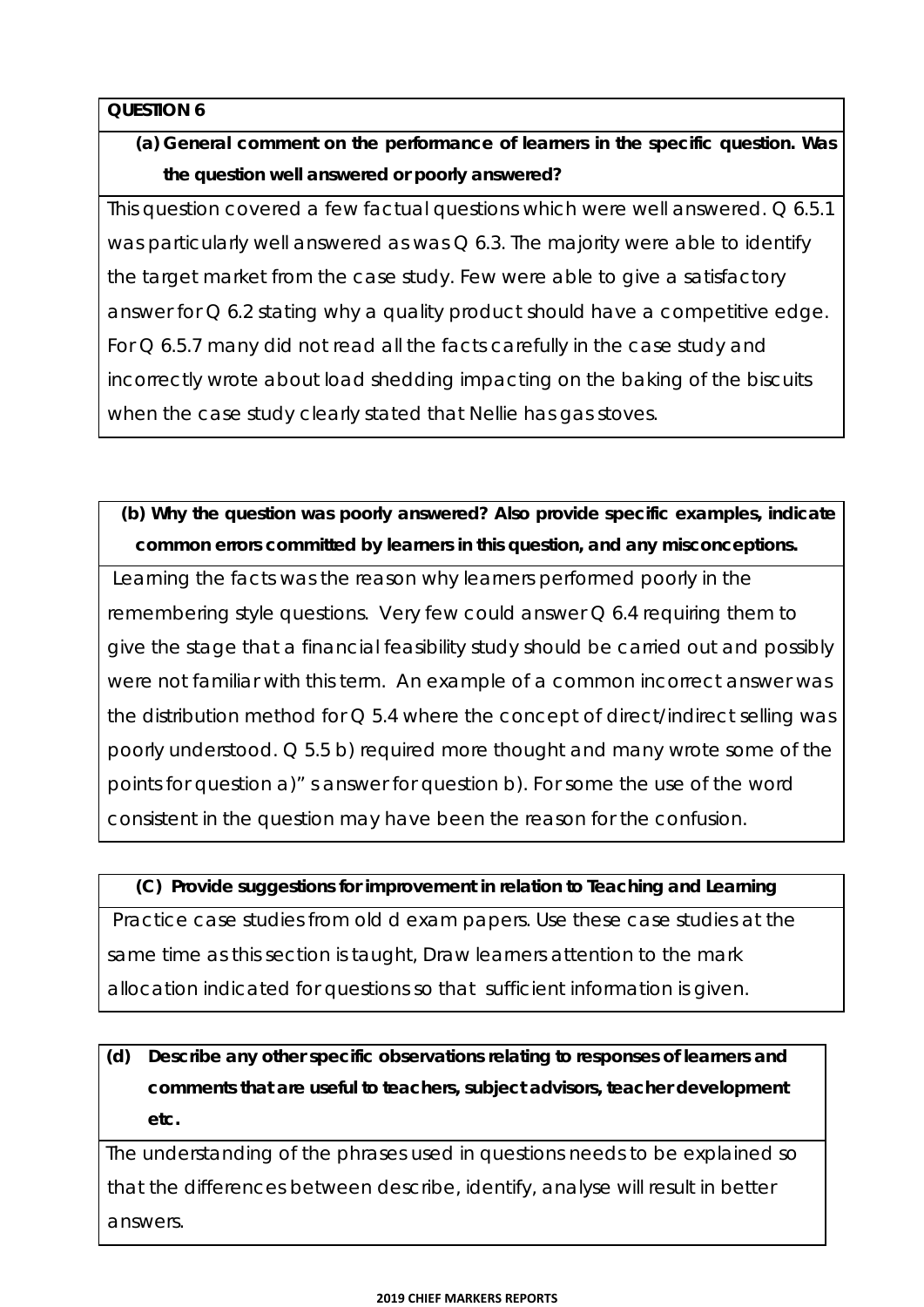**QUESTION 6**

**(a) General comment on the performance of learners in the specific question. Was the question well answered or poorly answered?**

This question covered a few factual questions which were well answered. Q 6.5.1 was particularly well answered as was Q 6.3. The majority were able to identify the target market from the case study. Few were able to give a satisfactory answer for Q 6.2 stating why a quality product should have a competitive edge. For Q 6.5.7 many did not read all the facts carefully in the case study and incorrectly wrote about load shedding impacting on the baking of the biscuits when the case study clearly stated that Nellie has gas stoves.

**(b) Why the question was poorly answered? Also provide specific examples, indicate common errors committed by learners in this question, and any misconceptions.**

Learning the facts was the reason why learners performed poorly in the remembering style questions. Very few could answer Q 6.4 requiring them to give the stage that a financial feasibility study should be carried out and possibly were not familiar with this term. An example of a common incorrect answer was the distribution method for Q 5.4 where the concept of direct/indirect selling was poorly understood. Q 5.5 b) required more thought and many wrote some of the points for question a)" s answer for question b). For some the use of the word consistent in the question may have been the reason for the confusion.

**(C) Provide suggestions for improvement in relation to Teaching and Learning**

Practice case studies from old d exam papers. Use these case studies at the same time as this section is taught, Draw learners attention to the mark allocation indicated for questions so that sufficient information is given.

**(d) Describe any other specific observations relating to responses of learners and comments that are useful to teachers, subject advisors, teacher development etc.**

The understanding of the phrases used in questions needs to be explained so that the differences between describe, identify, analyse will result in better answers.